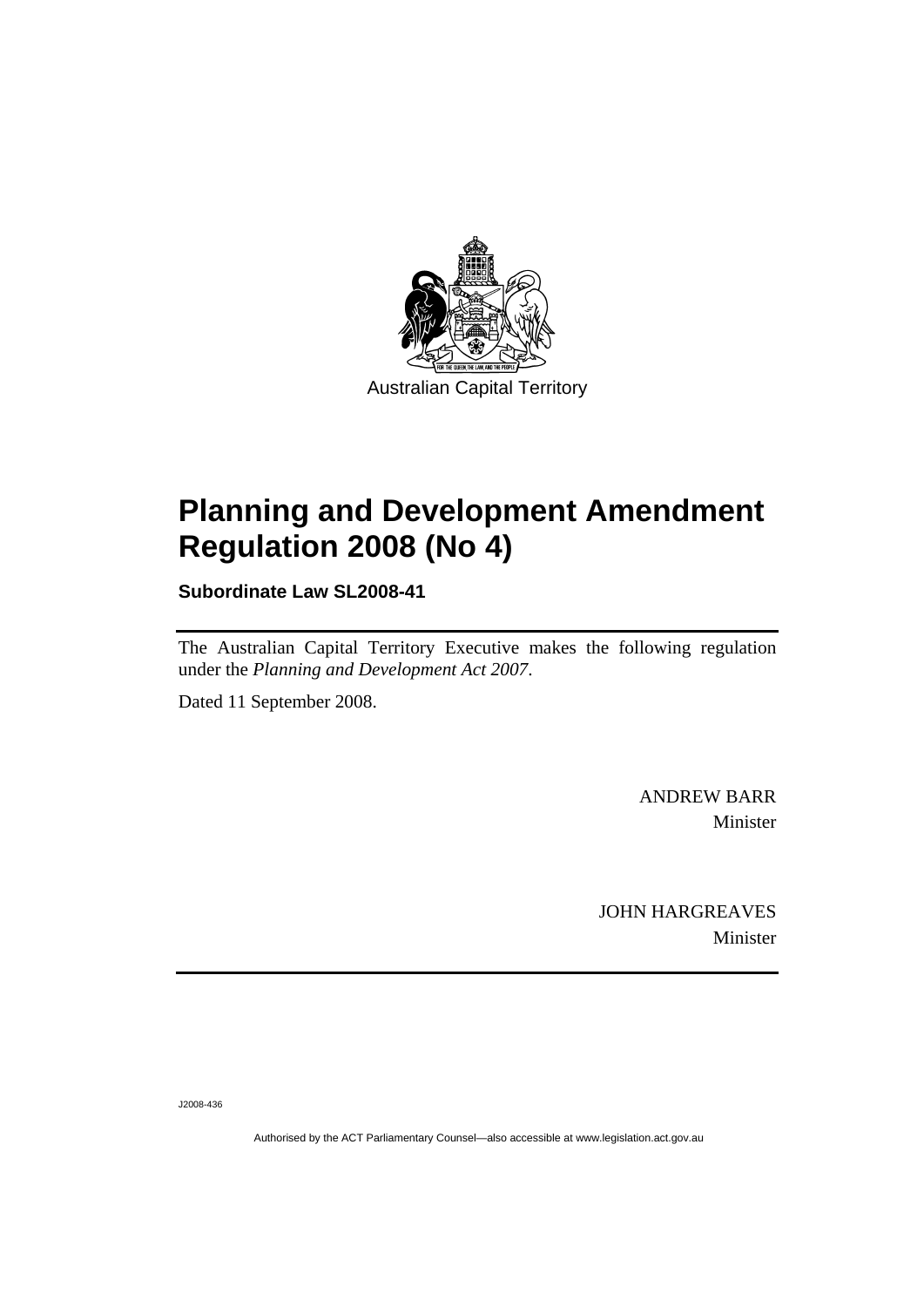Australian Capital Territory

# Planning and Development Amendment Regulation 2008 (No 4)

**Subordinate Law SL2008-41**

The Australian Capital Territory Executive makes the following regulation under the *Planning and Development Act 2007*.

Dated 11 September 2008.

ANDREW BARR
Minister

JOHN HARGREAVES
Minister

J2008-436

Authorised by the ACT Parliamentary Counsel—also accessible at www.legislation.act.gov.au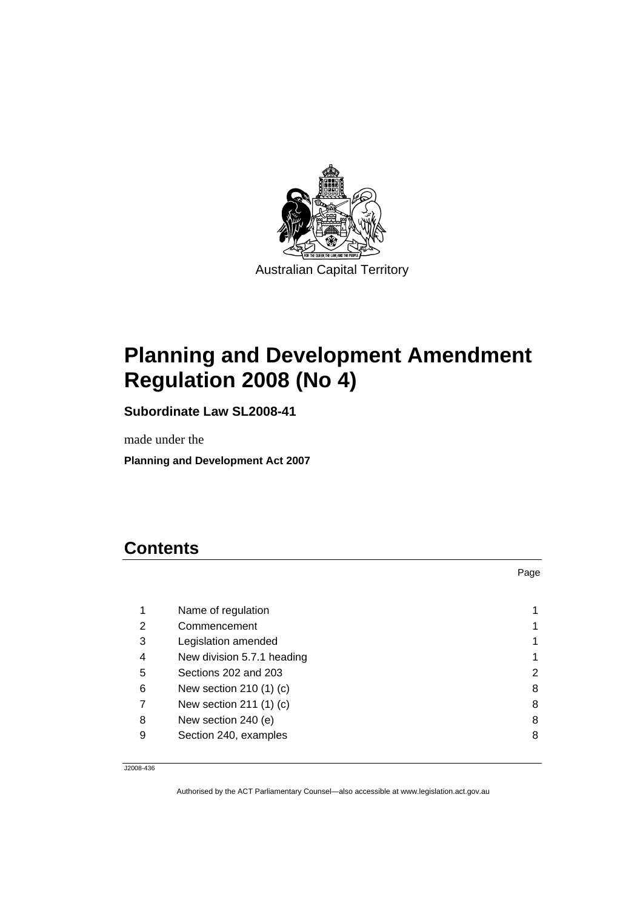Australian Capital Territory

# Planning and Development Amendment Regulation 2008 (No 4)

**Subordinate Law SL2008-41**

made under the

**Planning and Development Act 2007**

## Contents

| | | Page |
|---|---|---|
| 1 | Name of regulation | 1 |
| 2 | Commencement | 1 |
| 3 | Legislation amended | 1 |
| 4 | New division 5.7.1 heading | 1 |
| 5 | Sections 202 and 203 | 2 |
| 6 | New section 210 (1) (c) | 8 |
| 7 | New section 211 (1) (c) | 8 |
| 8 | New section 240 (e) | 8 |
| 9 | Section 240, examples | 8 |

J2008-436

Authorised by the ACT Parliamentary Counsel—also accessible at www.legislation.act.gov.au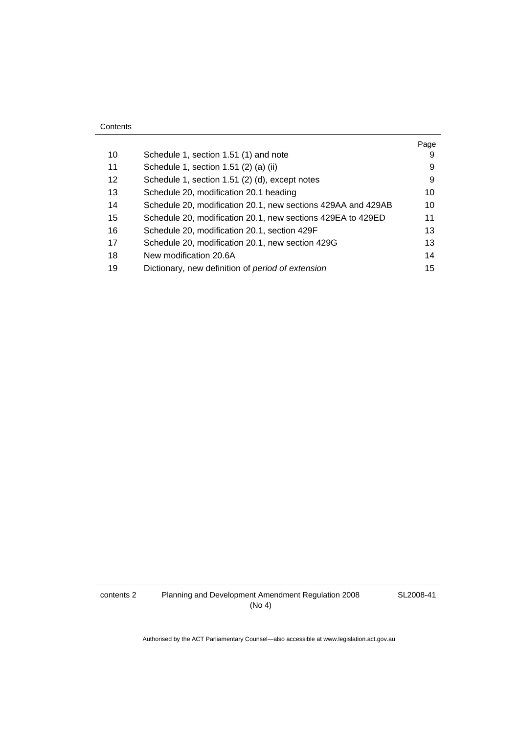| | | Page |
|---|---|---|
| 10 | Schedule 1, section 1.51 (1) and note | 9 |
| 11 | Schedule 1, section 1.51 (2) (a) (ii) | 9 |
| 12 | Schedule 1, section 1.51 (2) (d), except notes | 9 |
| 13 | Schedule 20, modification 20.1 heading | 10 |
| 14 | Schedule 20, modification 20.1, new sections 429AA and 429AB | 10 |
| 15 | Schedule 20, modification 20.1, new sections 429EA to 429ED | 11 |
| 16 | Schedule 20, modification 20.1, section 429F | 13 |
| 17 | Schedule 20, modification 20.1, new section 429G | 13 |
| 18 | New modification 20.6A | 14 |
| 19 | Dictionary, new definition of *period of extension* | 15 |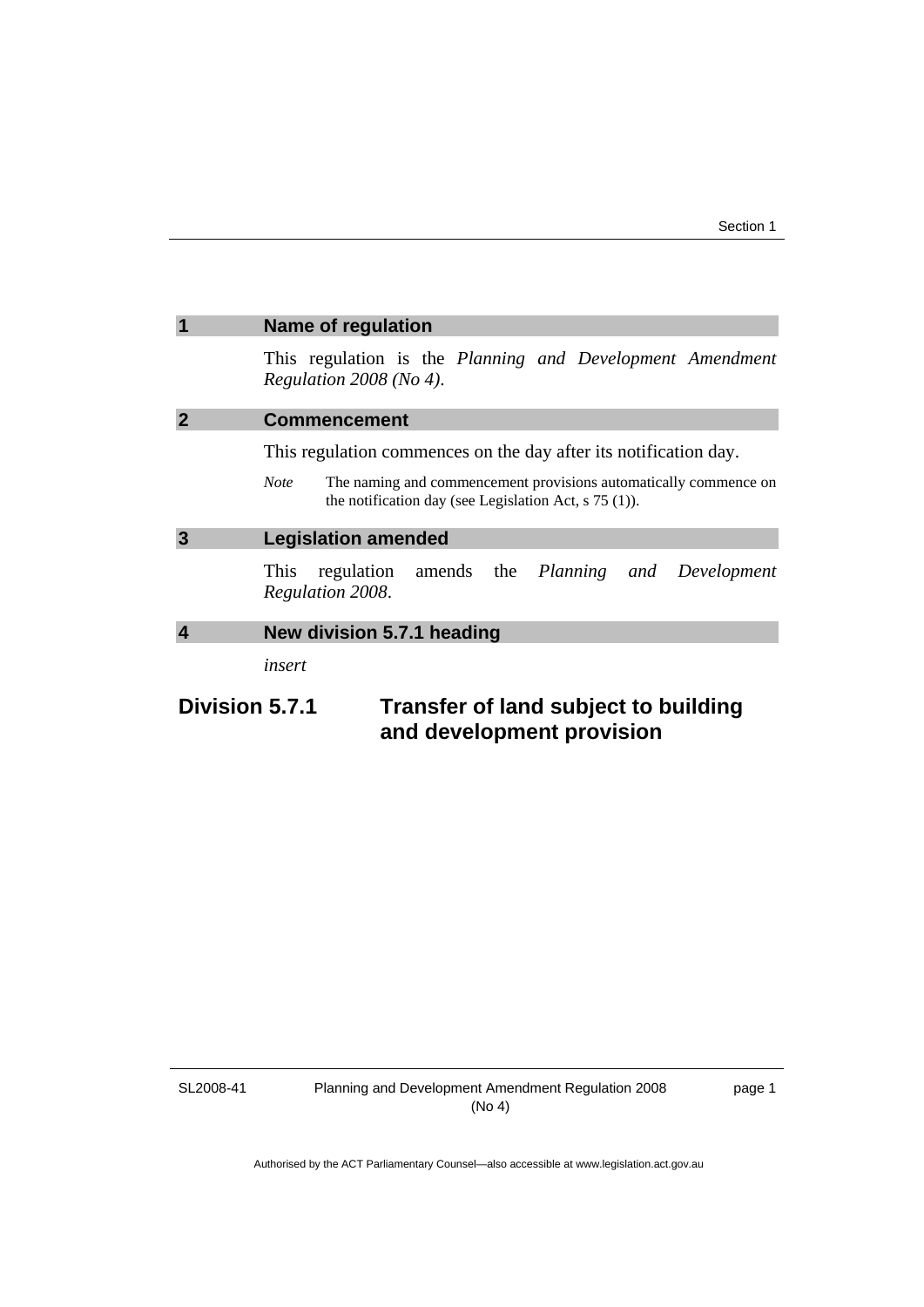## 1 Name of regulation

This regulation is the *Planning and Development Amendment Regulation 2008 (No 4)*.

## 2 Commencement

This regulation commences on the day after its notification day.

*Note* The naming and commencement provisions automatically commence on the notification day (see Legislation Act, s 75 (1)).

## 3 Legislation amended

This regulation amends the *Planning and Development Regulation 2008*.

## 4 New division 5.7.1 heading

*insert*

# Division 5.7.1 Transfer of land subject to building and development provision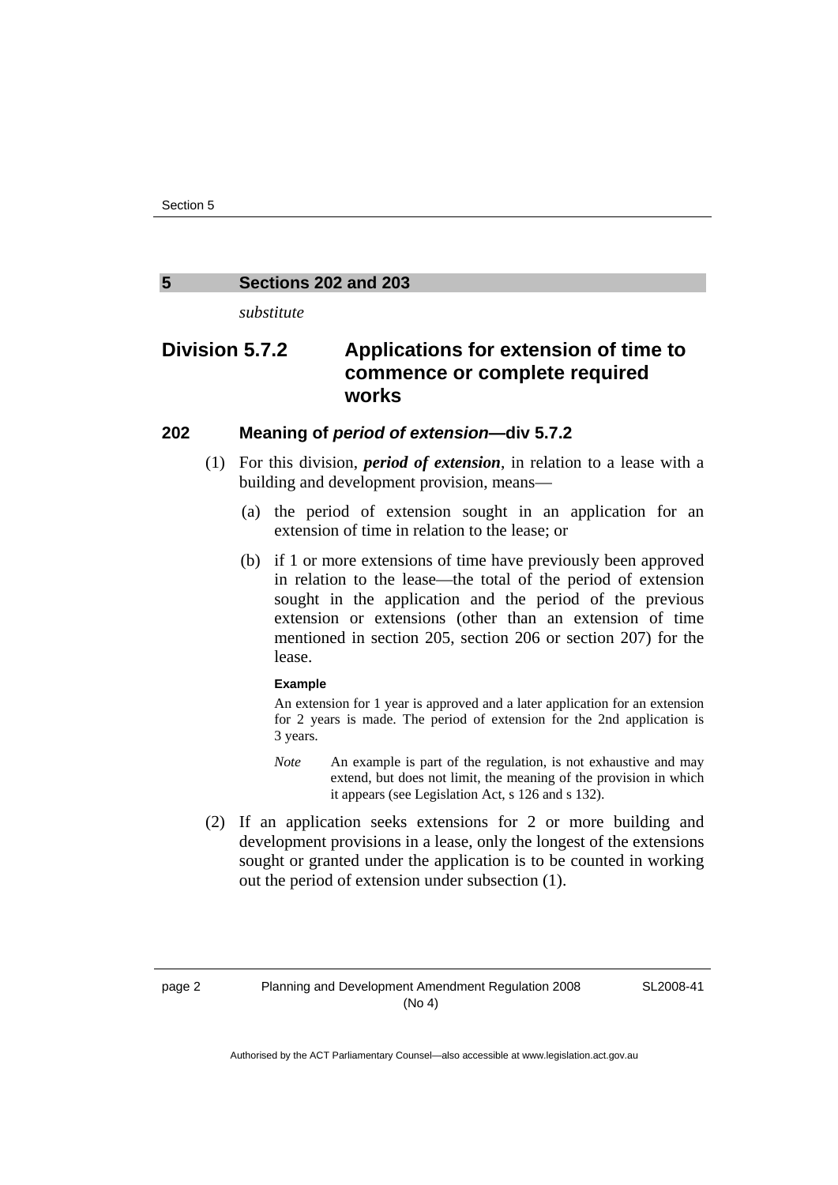## 5 Sections 202 and 203

*substitute*

## Division 5.7.2 Applications for extension of time to commence or complete required works

### 202 Meaning of *period of extension*—div 5.7.2

(1) For this division, ***period of extension***, in relation to a lease with a building and development provision, means—

(a) the period of extension sought in an application for an extension of time in relation to the lease; or

(b) if 1 or more extensions of time have previously been approved in relation to the lease—the total of the period of extension sought in the application and the period of the previous extension or extensions (other than an extension of time mentioned in section 205, section 206 or section 207) for the lease.

**Example**

An extension for 1 year is approved and a later application for an extension for 2 years is made. The period of extension for the 2nd application is 3 years.

*Note* An example is part of the regulation, is not exhaustive and may extend, but does not limit, the meaning of the provision in which it appears (see Legislation Act, s 126 and s 132).

(2) If an application seeks extensions for 2 or more building and development provisions in a lease, only the longest of the extensions sought or granted under the application is to be counted in working out the period of extension under subsection (1).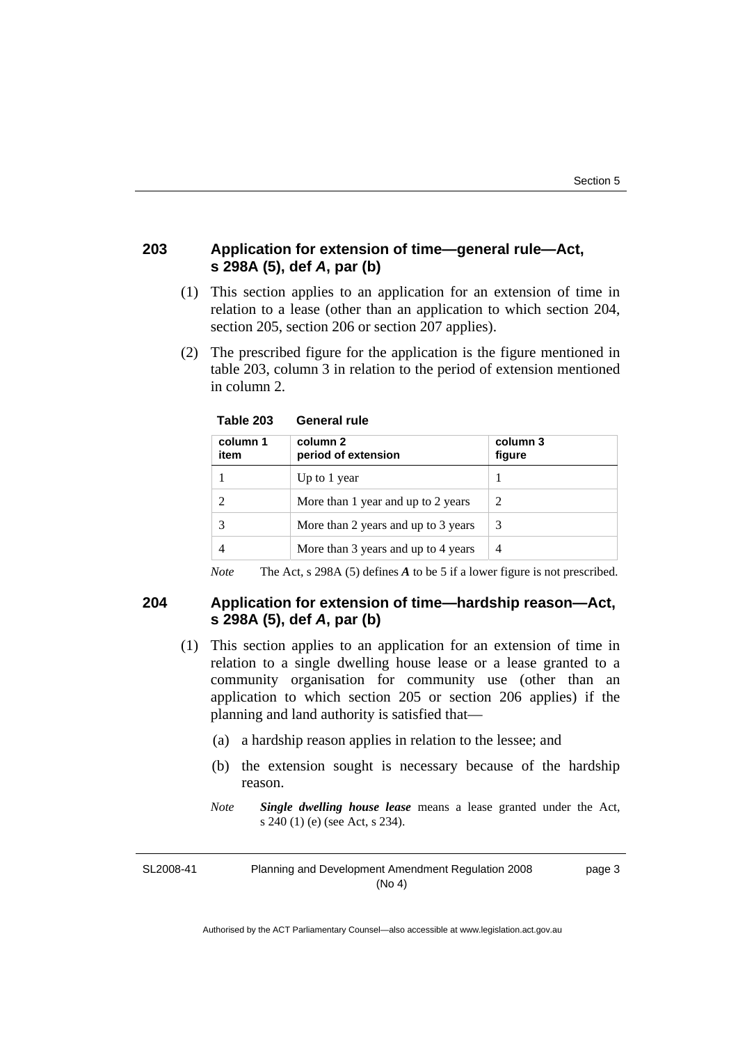### 203 Application for extension of time—general rule—Act, s 298A (5), def *A*, par (b)

(1) This section applies to an application for an extension of time in relation to a lease (other than an application to which section 204, section 205, section 206 or section 207 applies).

(2) The prescribed figure for the application is the figure mentioned in table 203, column 3 in relation to the period of extension mentioned in column 2.

**Table 203 General rule**

| column 1 item | column 2 period of extension | column 3 figure |
|---|---|---|
| 1 | Up to 1 year | 1 |
| 2 | More than 1 year and up to 2 years | 2 |
| 3 | More than 2 years and up to 3 years | 3 |
| 4 | More than 3 years and up to 4 years | 4 |

*Note* The Act, s 298A (5) defines ***A*** to be 5 if a lower figure is not prescribed.

### 204 Application for extension of time—hardship reason—Act, s 298A (5), def *A*, par (b)

(1) This section applies to an application for an extension of time in relation to a single dwelling house lease or a lease granted to a community organisation for community use (other than an application to which section 205 or section 206 applies) if the planning and land authority is satisfied that—

(a) a hardship reason applies in relation to the lessee; and

(b) the extension sought is necessary because of the hardship reason.

*Note* ***Single dwelling house lease*** means a lease granted under the Act, s 240 (1) (e) (see Act, s 234).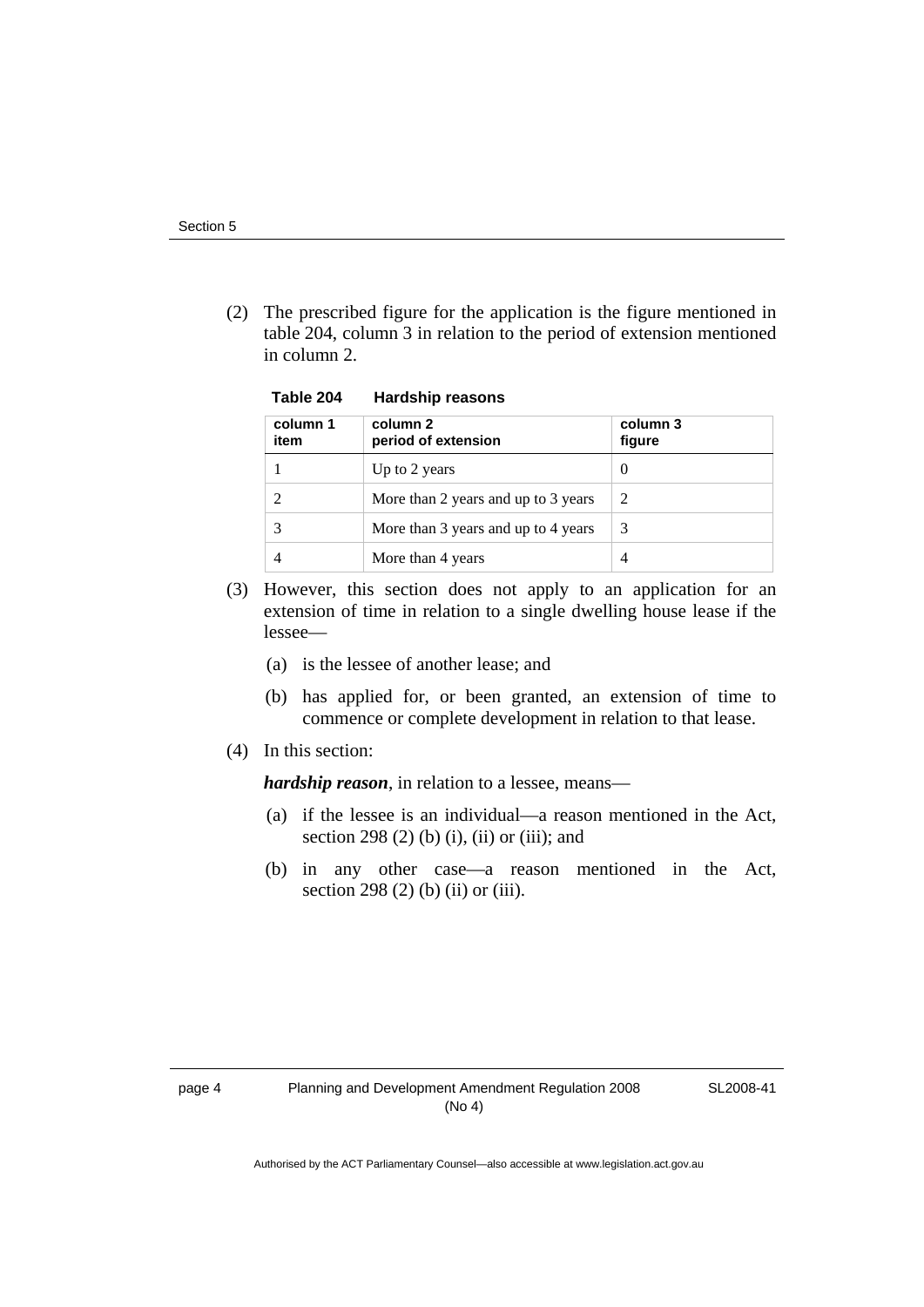(2) The prescribed figure for the application is the figure mentioned in table 204, column 3 in relation to the period of extension mentioned in column 2.

**Table 204 Hardship reasons**

| column 1 item | column 2 period of extension | column 3 figure |
|---|---|---|
| 1 | Up to 2 years | 0 |
| 2 | More than 2 years and up to 3 years | 2 |
| 3 | More than 3 years and up to 4 years | 3 |
| 4 | More than 4 years | 4 |

(3) However, this section does not apply to an application for an extension of time in relation to a single dwelling house lease if the lessee—

(a) is the lessee of another lease; and

(b) has applied for, or been granted, an extension of time to commence or complete development in relation to that lease.

(4) In this section:

***hardship reason***, in relation to a lessee, means—

(a) if the lessee is an individual—a reason mentioned in the Act, section 298 (2) (b) (i), (ii) or (iii); and

(b) in any other case—a reason mentioned in the Act, section 298 (2) (b) (ii) or (iii).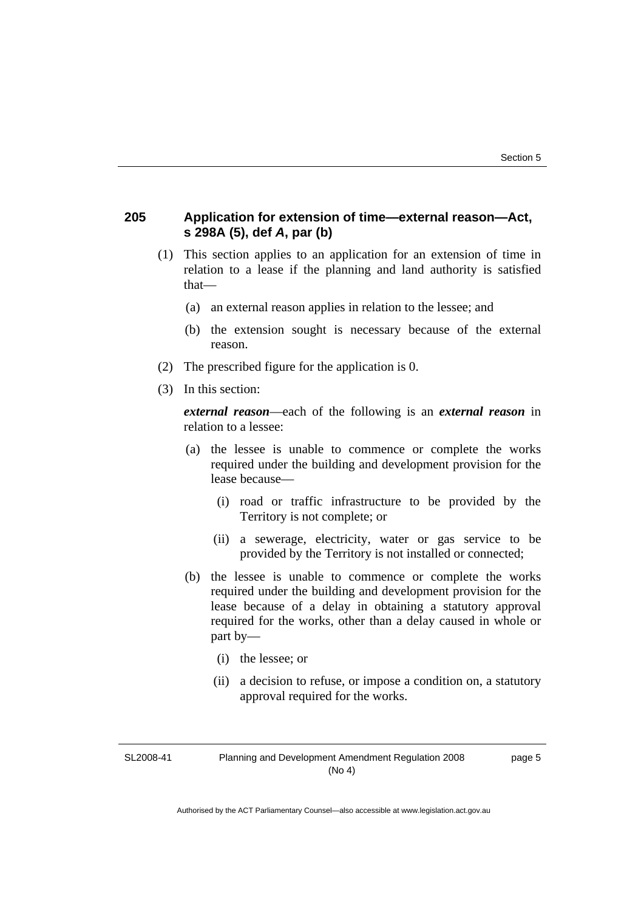## 205 Application for extension of time—external reason—Act, s 298A (5), def *A*, par (b)

(1) This section applies to an application for an extension of time in relation to a lease if the planning and land authority is satisfied that—

(a) an external reason applies in relation to the lessee; and

(b) the extension sought is necessary because of the external reason.

(2) The prescribed figure for the application is 0.

(3) In this section:

***external reason***—each of the following is an ***external reason*** in relation to a lessee:

(a) the lessee is unable to commence or complete the works required under the building and development provision for the lease because—

(i) road or traffic infrastructure to be provided by the Territory is not complete; or

(ii) a sewerage, electricity, water or gas service to be provided by the Territory is not installed or connected;

(b) the lessee is unable to commence or complete the works required under the building and development provision for the lease because of a delay in obtaining a statutory approval required for the works, other than a delay caused in whole or part by—

(i) the lessee; or

(ii) a decision to refuse, or impose a condition on, a statutory approval required for the works.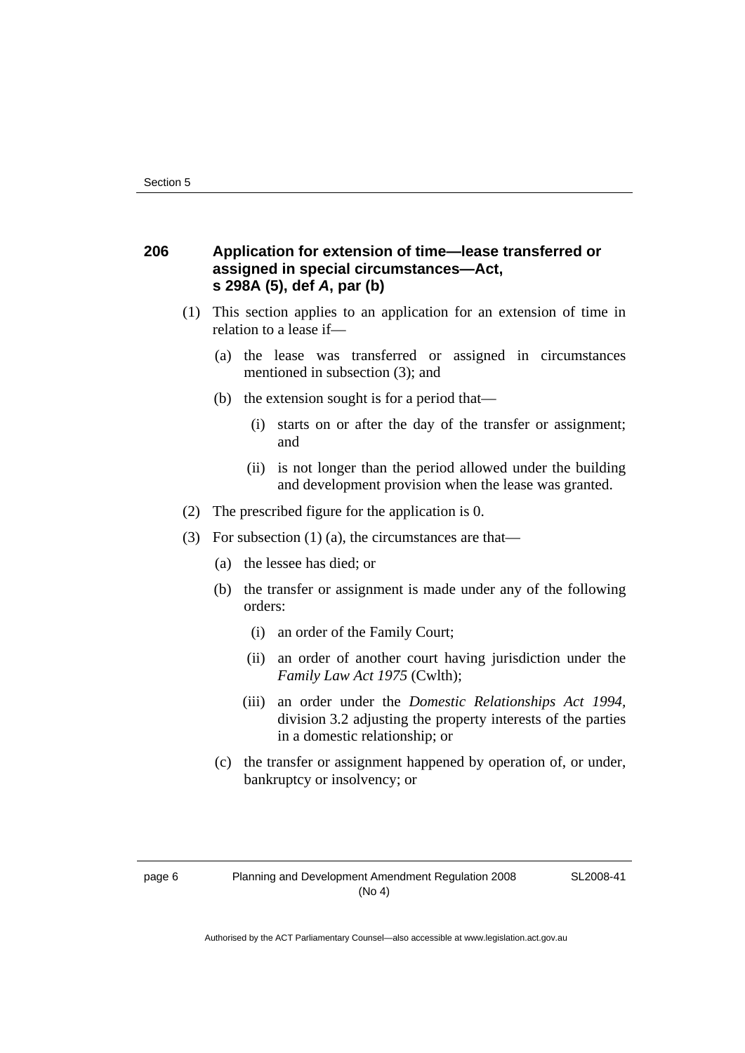### 206 Application for extension of time—lease transferred or assigned in special circumstances—Act, s 298A (5), def *A*, par (b)

(1) This section applies to an application for an extension of time in relation to a lease if—

  (a) the lease was transferred or assigned in circumstances mentioned in subsection (3); and

  (b) the extension sought is for a period that—

    (i) starts on or after the day of the transfer or assignment; and

    (ii) is not longer than the period allowed under the building and development provision when the lease was granted.

(2) The prescribed figure for the application is 0.

(3) For subsection (1) (a), the circumstances are that—

  (a) the lessee has died; or

  (b) the transfer or assignment is made under any of the following orders:

    (i) an order of the Family Court;

    (ii) an order of another court having jurisdiction under the *Family Law Act 1975* (Cwlth);

    (iii) an order under the *Domestic Relationships Act 1994*, division 3.2 adjusting the property interests of the parties in a domestic relationship; or

  (c) the transfer or assignment happened by operation of, or under, bankruptcy or insolvency; or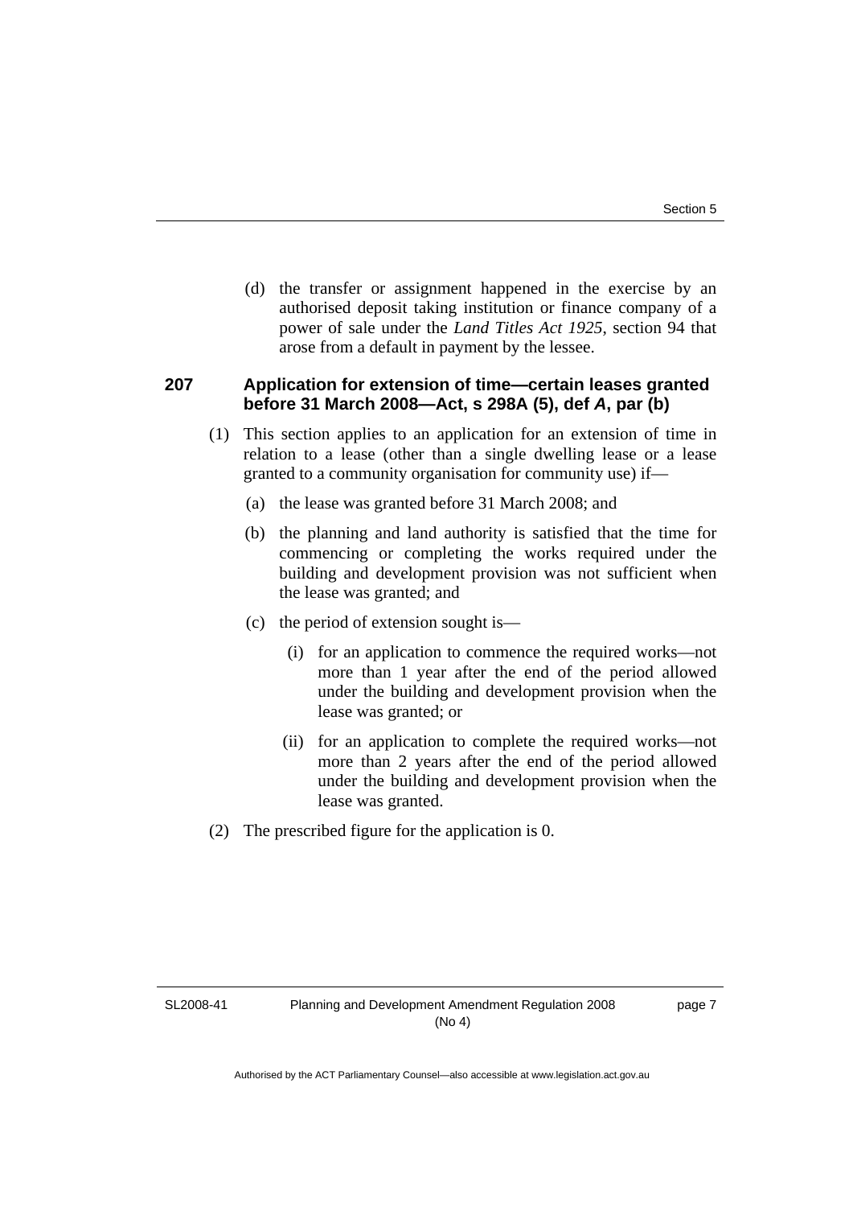(d) the transfer or assignment happened in the exercise by an authorised deposit taking institution or finance company of a power of sale under the *Land Titles Act 1925*, section 94 that arose from a default in payment by the lessee.

### 207 Application for extension of time—certain leases granted before 31 March 2008—Act, s 298A (5), def *A*, par (b)

(1) This section applies to an application for an extension of time in relation to a lease (other than a single dwelling lease or a lease granted to a community organisation for community use) if—

(a) the lease was granted before 31 March 2008; and

(b) the planning and land authority is satisfied that the time for commencing or completing the works required under the building and development provision was not sufficient when the lease was granted; and

(c) the period of extension sought is—

(i) for an application to commence the required works—not more than 1 year after the end of the period allowed under the building and development provision when the lease was granted; or

(ii) for an application to complete the required works—not more than 2 years after the end of the period allowed under the building and development provision when the lease was granted.

(2) The prescribed figure for the application is 0.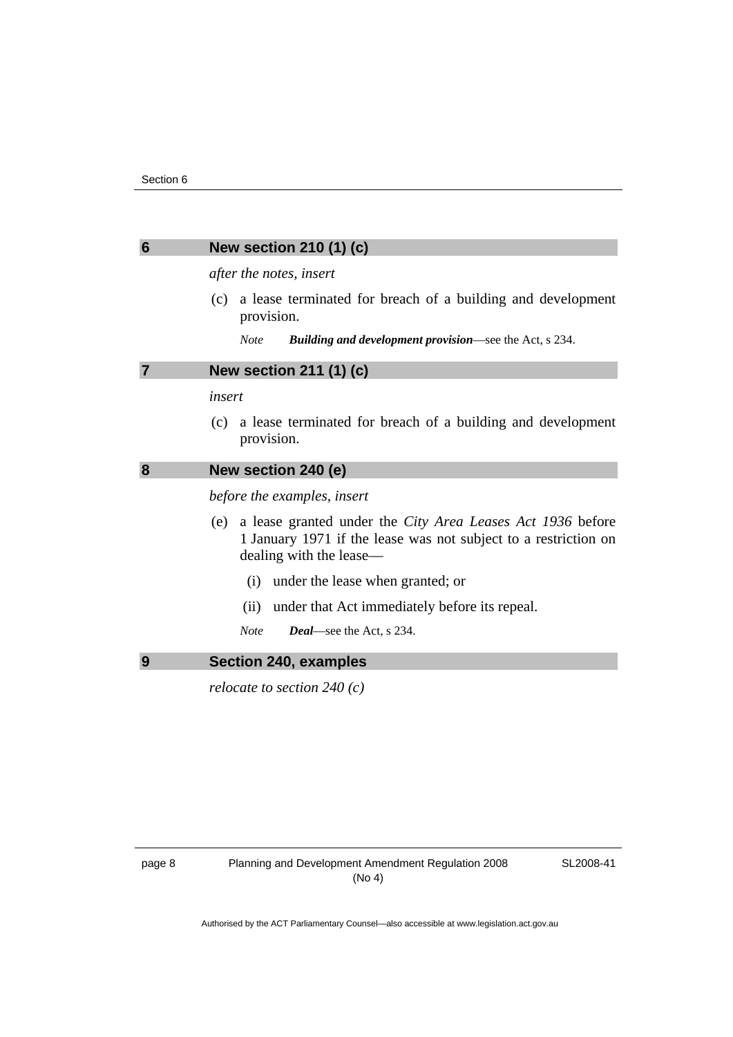## 6 New section 210 (1) (c)

*after the notes, insert*

(c) a lease terminated for breach of a building and development provision.

*Note* ***Building and development provision***—see the Act, s 234.

## 7 New section 211 (1) (c)

*insert*

(c) a lease terminated for breach of a building and development provision.

## 8 New section 240 (e)

*before the examples, insert*

(e) a lease granted under the *City Area Leases Act 1936* before 1 January 1971 if the lease was not subject to a restriction on dealing with the lease—

(i) under the lease when granted; or

(ii) under that Act immediately before its repeal.

*Note* ***Deal***—see the Act, s 234.

## 9 Section 240, examples

*relocate to section 240 (c)*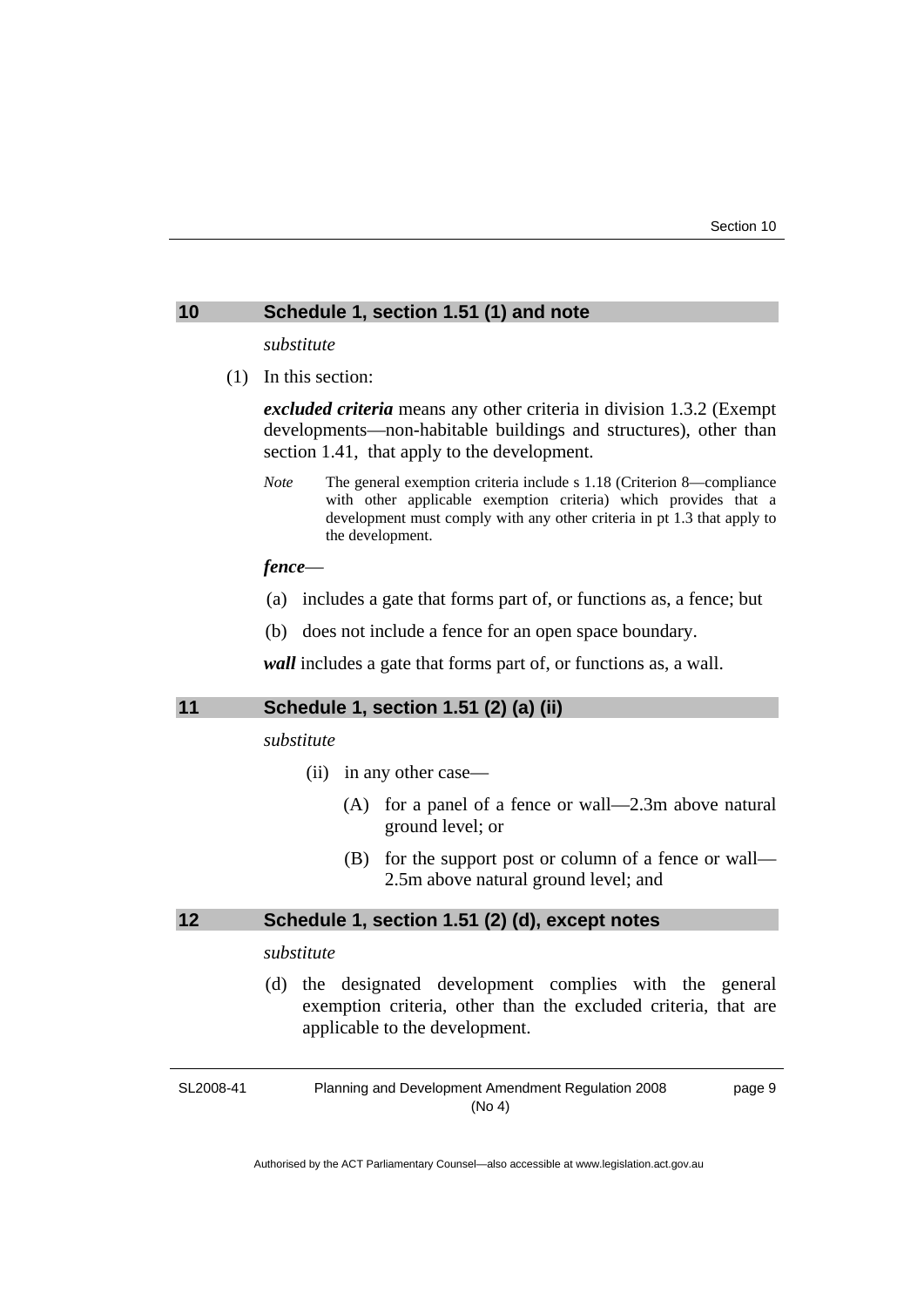## 10 Schedule 1, section 1.51 (1) and note

*substitute*

(1) In this section:

***excluded criteria*** means any other criteria in division 1.3.2 (Exempt developments—non-habitable buildings and structures), other than section 1.41, that apply to the development.

*Note* The general exemption criteria include s 1.18 (Criterion 8—compliance with other applicable exemption criteria) which provides that a development must comply with any other criteria in pt 1.3 that apply to the development.

***fence***—

(a) includes a gate that forms part of, or functions as, a fence; but

(b) does not include a fence for an open space boundary.

***wall*** includes a gate that forms part of, or functions as, a wall.

## 11 Schedule 1, section 1.51 (2) (a) (ii)

*substitute*

(ii) in any other case—

(A) for a panel of a fence or wall—2.3m above natural ground level; or

(B) for the support post or column of a fence or wall—2.5m above natural ground level; and

## 12 Schedule 1, section 1.51 (2) (d), except notes

*substitute*

(d) the designated development complies with the general exemption criteria, other than the excluded criteria, that are applicable to the development.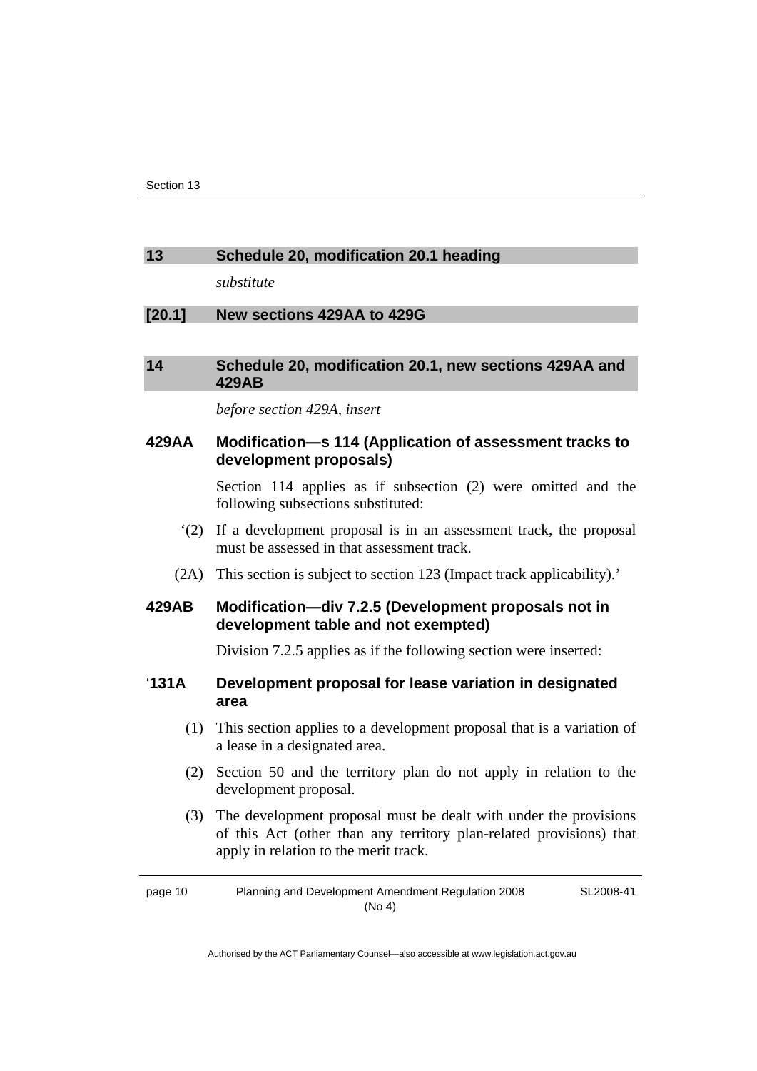## 13 Schedule 20, modification 20.1 heading

*substitute*

## [20.1] New sections 429AA to 429G

## 14 Schedule 20, modification 20.1, new sections 429AA and 429AB

*before section 429A, insert*

### 429AA Modification—s 114 (Application of assessment tracks to development proposals)

Section 114 applies as if subsection (2) were omitted and the following subsections substituted:

‘(2) If a development proposal is in an assessment track, the proposal must be assessed in that assessment track.

(2A) This section is subject to section 123 (Impact track applicability).’

### 429AB Modification—div 7.2.5 (Development proposals not in development table and not exempted)

Division 7.2.5 applies as if the following section were inserted:

### ‘131A Development proposal for lease variation in designated area

(1) This section applies to a development proposal that is a variation of a lease in a designated area.

(2) Section 50 and the territory plan do not apply in relation to the development proposal.

(3) The development proposal must be dealt with under the provisions of this Act (other than any territory plan-related provisions) that apply in relation to the merit track.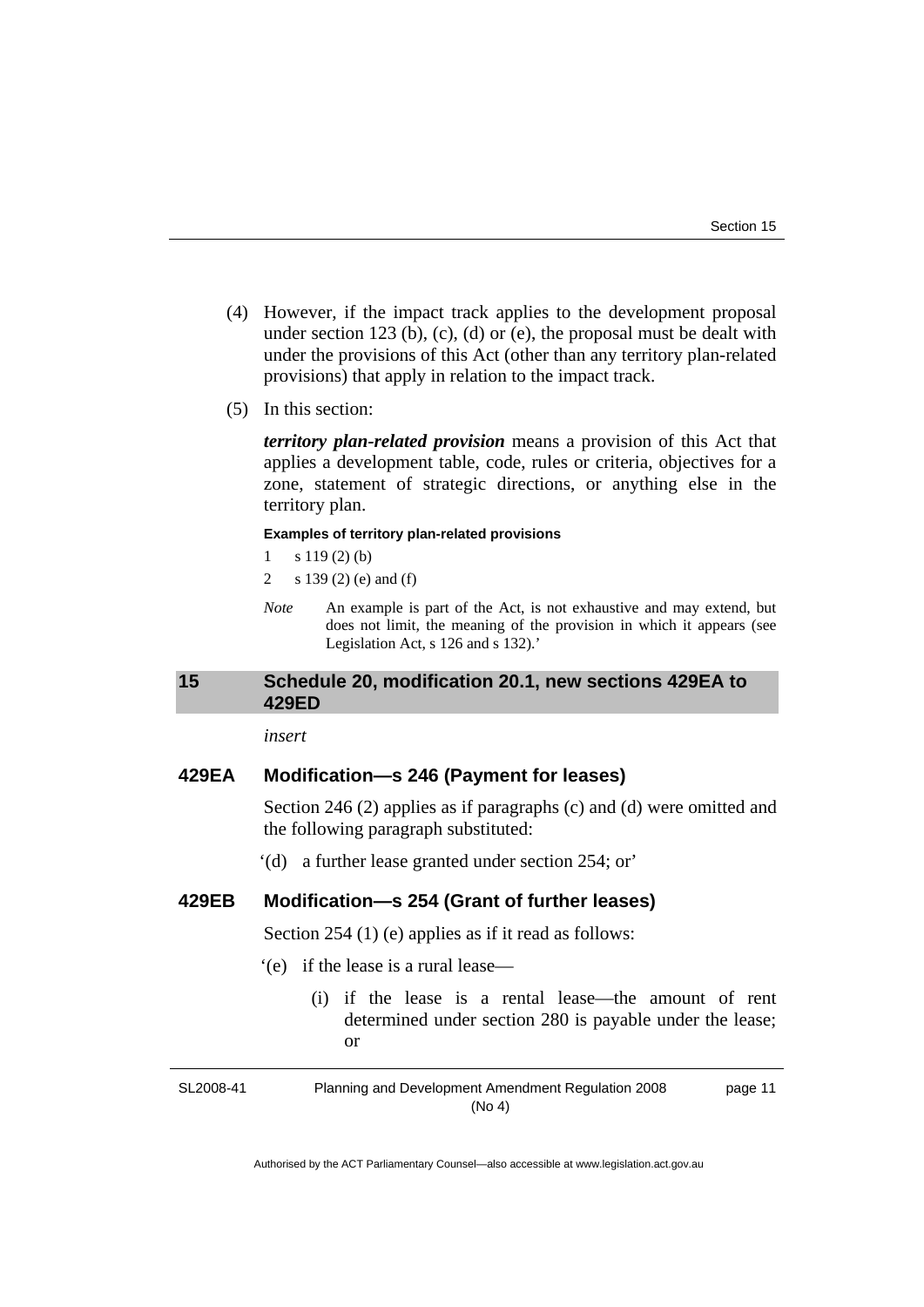(4) However, if the impact track applies to the development proposal under section 123 (b), (c), (d) or (e), the proposal must be dealt with under the provisions of this Act (other than any territory plan-related provisions) that apply in relation to the impact track.

(5) In this section:

***territory plan-related provision*** means a provision of this Act that applies a development table, code, rules or criteria, objectives for a zone, statement of strategic directions, or anything else in the territory plan.

**Examples of territory plan-related provisions**

1 s 119 (2) (b)

2 s 139 (2) (e) and (f)

*Note* An example is part of the Act, is not exhaustive and may extend, but does not limit, the meaning of the provision in which it appears (see Legislation Act, s 126 and s 132).'

## 15 Schedule 20, modification 20.1, new sections 429EA to 429ED

*insert*

### 429EA Modification—s 246 (Payment for leases)

Section 246 (2) applies as if paragraphs (c) and (d) were omitted and the following paragraph substituted:

'(d) a further lease granted under section 254; or'

### 429EB Modification—s 254 (Grant of further leases)

Section 254 (1) (e) applies as if it read as follows:

'(e) if the lease is a rural lease—

(i) if the lease is a rental lease—the amount of rent determined under section 280 is payable under the lease; or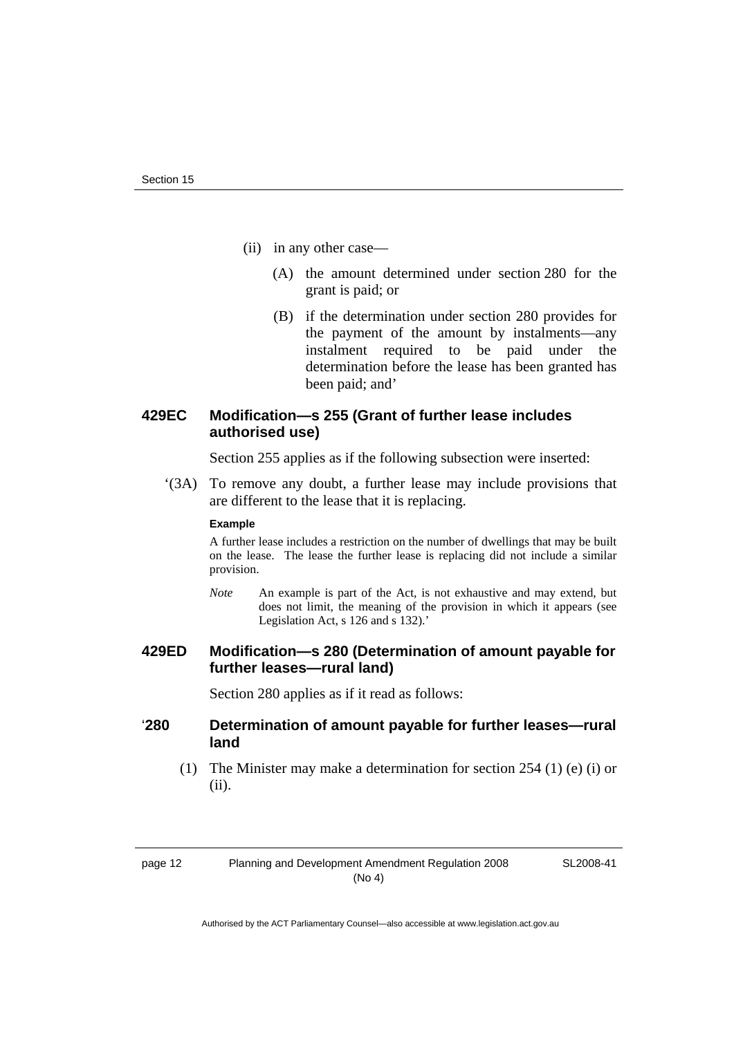(ii) in any other case—

(A) the amount determined under section 280 for the grant is paid; or

(B) if the determination under section 280 provides for the payment of the amount by instalments—any instalment required to be paid under the determination before the lease has been granted has been paid; and'

### 429EC Modification—s 255 (Grant of further lease includes authorised use)

Section 255 applies as if the following subsection were inserted:

'(3A) To remove any doubt, a further lease may include provisions that are different to the lease that it is replacing.

**Example**

A further lease includes a restriction on the number of dwellings that may be built on the lease. The lease the further lease is replacing did not include a similar provision.

*Note* An example is part of the Act, is not exhaustive and may extend, but does not limit, the meaning of the provision in which it appears (see Legislation Act, s 126 and s 132).'

### 429ED Modification—s 280 (Determination of amount payable for further leases—rural land)

Section 280 applies as if it read as follows:

### '280 Determination of amount payable for further leases—rural land

(1) The Minister may make a determination for section 254 (1) (e) (i) or (ii).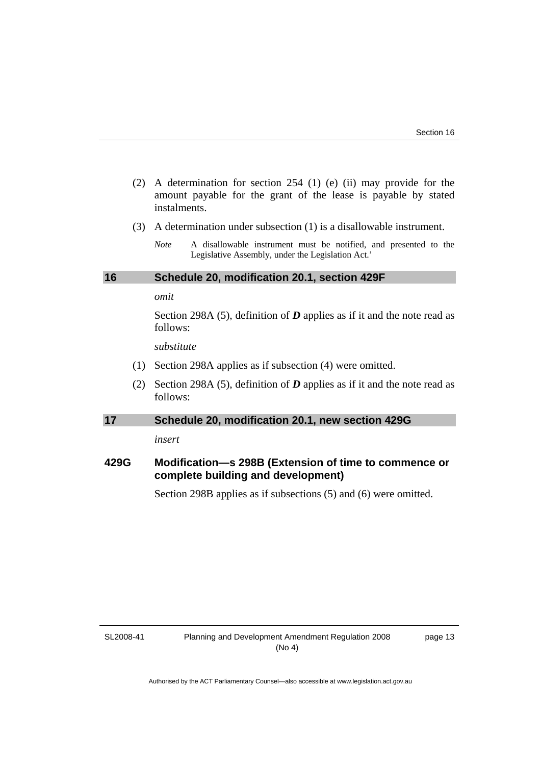(2) A determination for section 254 (1) (e) (ii) may provide for the amount payable for the grant of the lease is payable by stated instalments.

(3) A determination under subsection (1) is a disallowable instrument.

*Note* A disallowable instrument must be notified, and presented to the Legislative Assembly, under the Legislation Act.'

## 16 Schedule 20, modification 20.1, section 429F

*omit*

Section 298A (5), definition of ***D*** applies as if it and the note read as follows:

*substitute*

(1) Section 298A applies as if subsection (4) were omitted.

(2) Section 298A (5), definition of ***D*** applies as if it and the note read as follows:

## 17 Schedule 20, modification 20.1, new section 429G

*insert*

### 429G Modification—s 298B (Extension of time to commence or complete building and development)

Section 298B applies as if subsections (5) and (6) were omitted.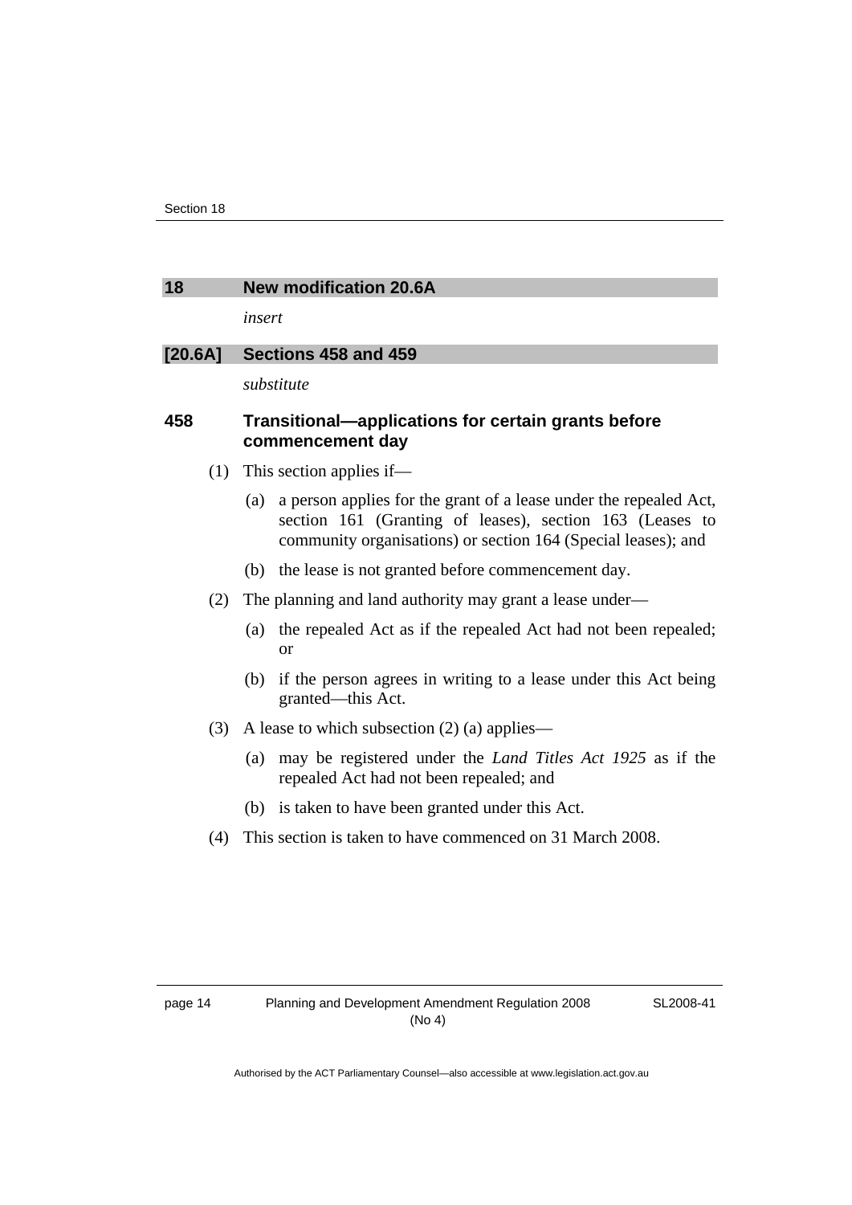## 18 New modification 20.6A

*insert*

## [20.6A] Sections 458 and 459

*substitute*

### 458 Transitional—applications for certain grants before commencement day

(1) This section applies if—

(a) a person applies for the grant of a lease under the repealed Act, section 161 (Granting of leases), section 163 (Leases to community organisations) or section 164 (Special leases); and

(b) the lease is not granted before commencement day.

(2) The planning and land authority may grant a lease under—

(a) the repealed Act as if the repealed Act had not been repealed; or

(b) if the person agrees in writing to a lease under this Act being granted—this Act.

(3) A lease to which subsection (2) (a) applies—

(a) may be registered under the *Land Titles Act 1925* as if the repealed Act had not been repealed; and

(b) is taken to have been granted under this Act.

(4) This section is taken to have commenced on 31 March 2008.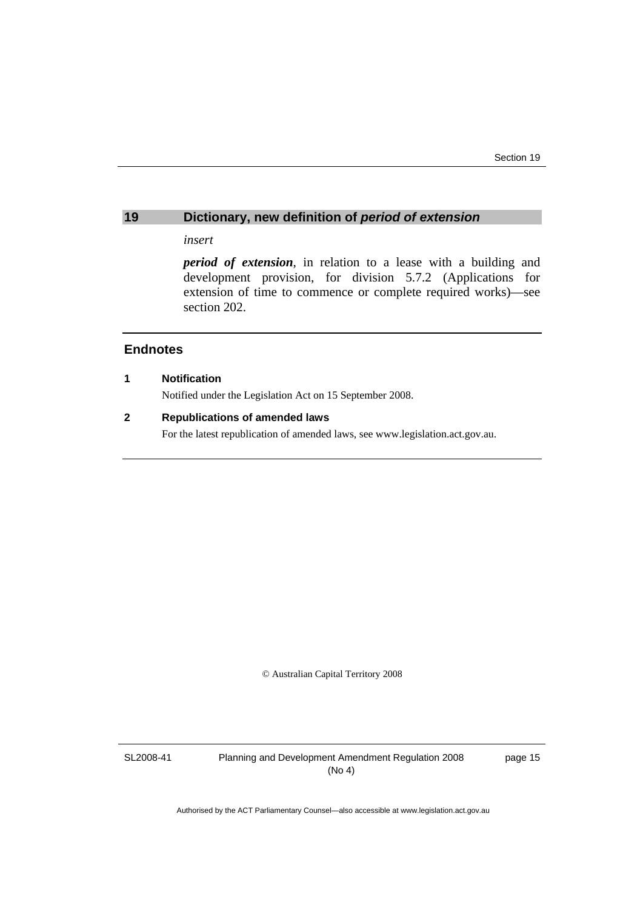## 19 Dictionary, new definition of *period of extension*

*insert*

***period of extension***, in relation to a lease with a building and development provision, for division 5.7.2 (Applications for extension of time to commence or complete required works)—see section 202.

## Endnotes

### 1 Notification

Notified under the Legislation Act on 15 September 2008.

### 2 Republications of amended laws

For the latest republication of amended laws, see www.legislation.act.gov.au.

© Australian Capital Territory 2008